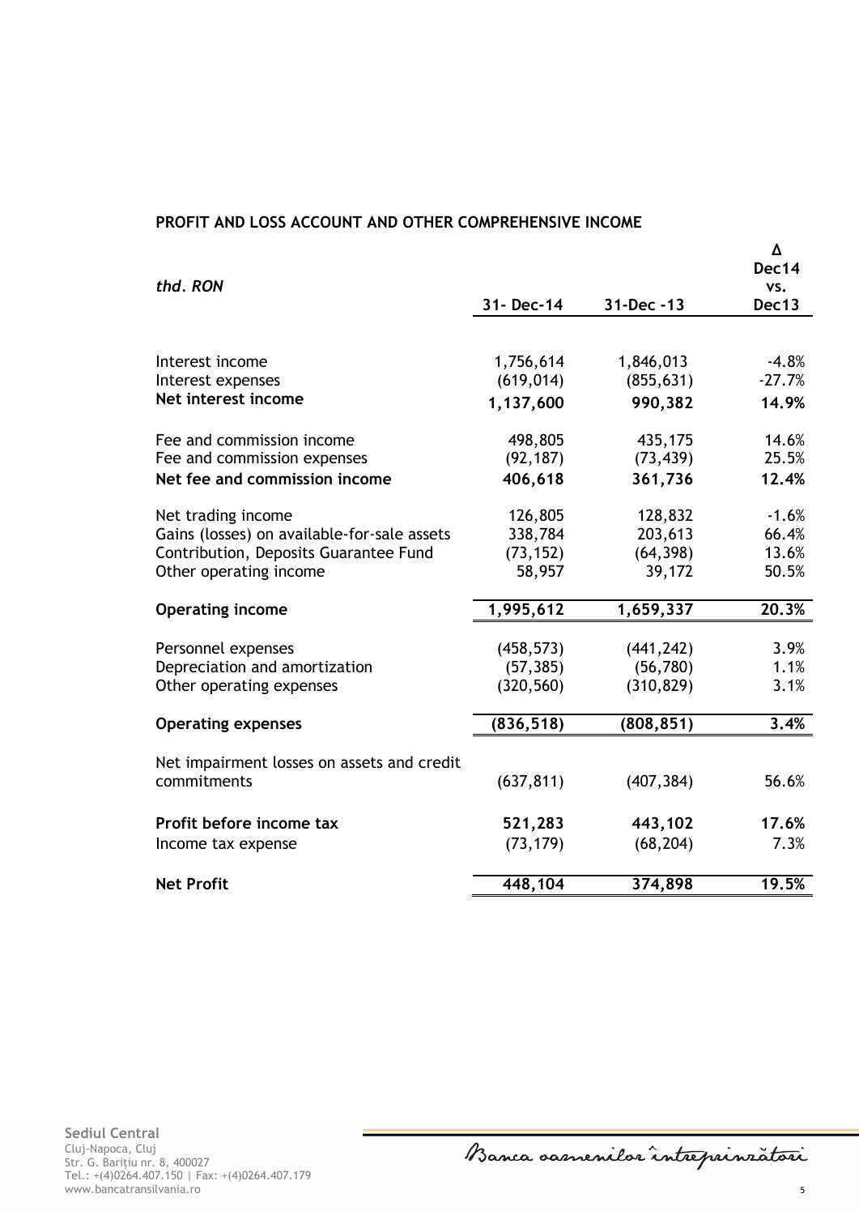## PROFIT AND LOSS ACCOUNT AND OTHER COMPREHENSIVE INCOME

| *thd. RON* | 31- Dec-14 | 31-Dec -13 | Δ Dec14 vs. Dec13 |
|---|---|---|---|
| Interest income | 1,756,614 | 1,846,013 | -4.8% |
| Interest expenses | (619,014) | (855,631) | -27.7% |
| **Net interest income** | **1,137,600** | **990,382** | **14.9%** |
| Fee and commission income | 498,805 | 435,175 | 14.6% |
| Fee and commission expenses | (92,187) | (73,439) | 25.5% |
| **Net fee and commission income** | **406,618** | **361,736** | **12.4%** |
| Net trading income | 126,805 | 128,832 | -1.6% |
| Gains (losses) on available-for-sale assets | 338,784 | 203,613 | 66.4% |
| Contribution, Deposits Guarantee Fund | (73,152) | (64,398) | 13.6% |
| Other operating income | 58,957 | 39,172 | 50.5% |
| **Operating income** | **1,995,612** | **1,659,337** | **20.3%** |
| Personnel expenses | (458,573) | (441,242) | 3.9% |
| Depreciation and amortization | (57,385) | (56,780) | 1.1% |
| Other operating expenses | (320,560) | (310,829) | 3.1% |
| **Operating expenses** | **(836,518)** | **(808,851)** | **3.4%** |
| Net impairment losses on assets and credit commitments | (637,811) | (407,384) | 56.6% |
| **Profit before income tax** | **521,283** | **443,102** | **17.6%** |
| Income tax expense | (73,179) | (68,204) | 7.3% |
| **Net Profit** | **448,104** | **374,898** | **19.5%** |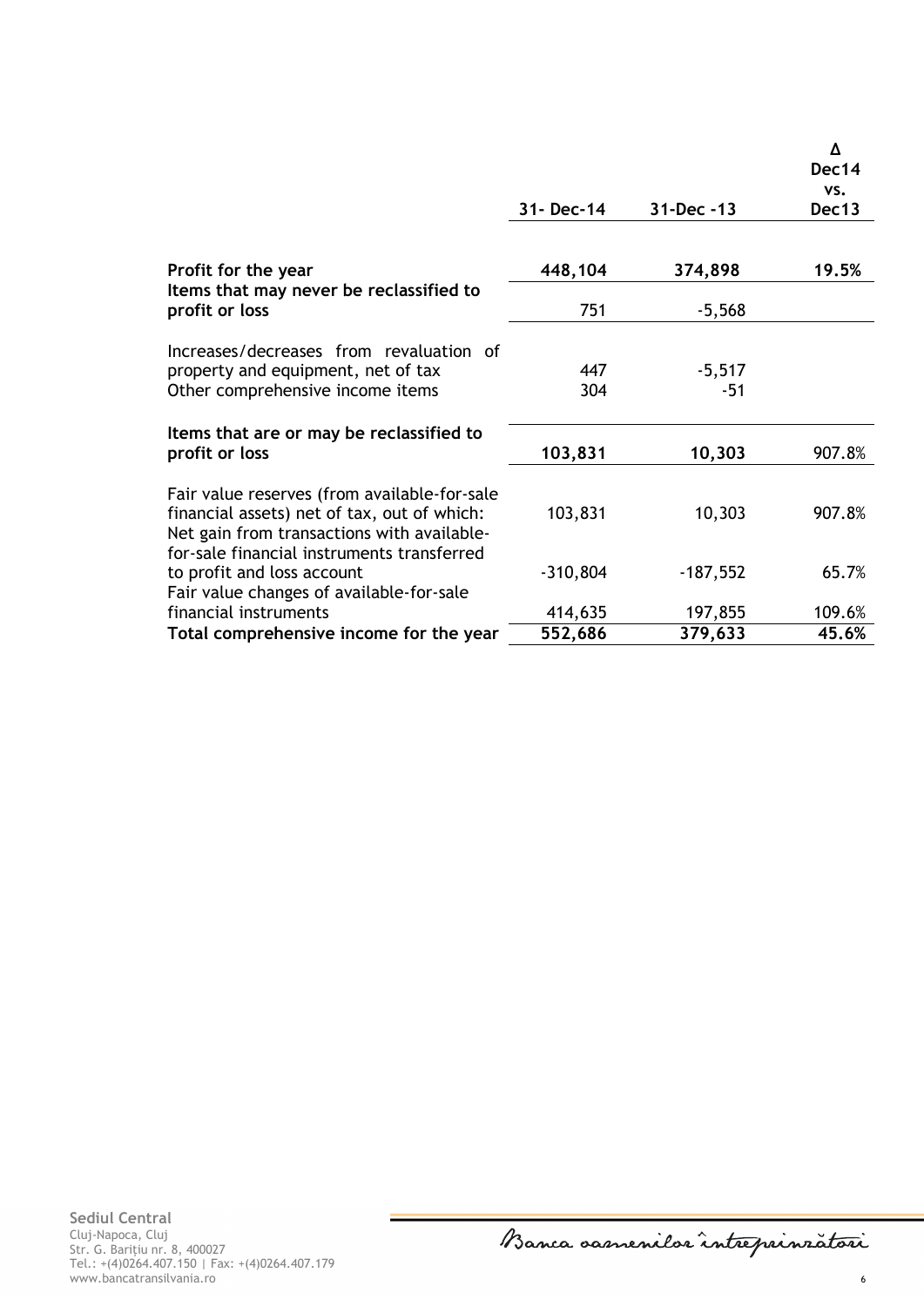| | 31- Dec-14 | 31-Dec -13 | Δ Dec14 vs. Dec13 |
|---|---|---|---|
| **Profit for the year** | **448,104** | **374,898** | **19.5%** |
| **Items that may never be reclassified to profit or loss** | 751 | -5,568 | |
| Increases/decreases from revaluation of property and equipment, net of tax | 447 | -5,517 | |
| Other comprehensive income items | 304 | -51 | |
| **Items that are or may be reclassified to profit or loss** | **103,831** | **10,303** | 907.8% |
| Fair value reserves (from available-for-sale financial assets) net of tax, out of which: | 103,831 | 10,303 | 907.8% |
| Net gain from transactions with available-for-sale financial instruments transferred to profit and loss account | -310,804 | -187,552 | 65.7% |
| Fair value changes of available-for-sale financial instruments | 414,635 | 197,855 | 109.6% |
| **Total comprehensive income for the year** | **552,686** | **379,633** | **45.6%** |

**Sediul Central**
Cluj-Napoca, Cluj
Str. G. Barițiu nr. 8, 400027
Tel.: +(4)0264.407.150 | Fax: +(4)0264.407.179
www.bancatransilvania.ro

Banca oamenilor întreprinzători